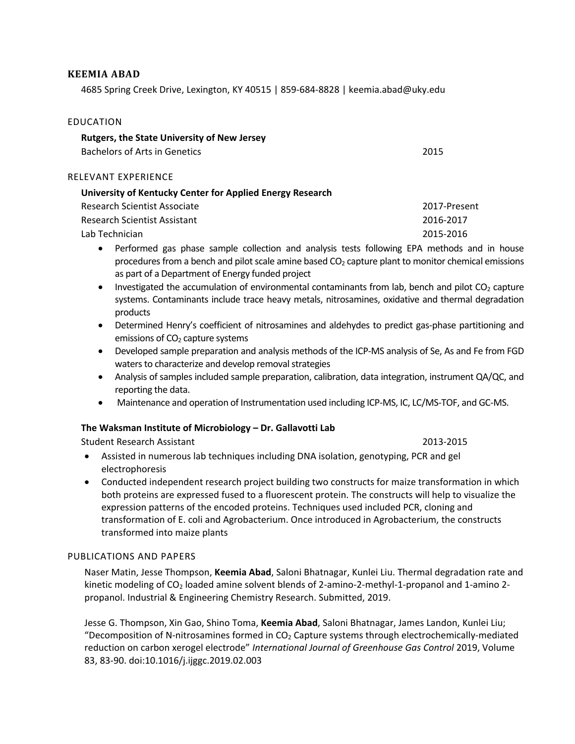# KEEMIA ABAD

4685 Spring Creek Drive, Lexington, KY 40515 | 859-684-8828 | keemia.abad@uky.edu

## EDUCATION

**Rutgers, the State University of New Jersey**

Bachelors of Arts in Genetics — 2015

## RELEVANT EXPERIENCE

**University of Kentucky Center for Applied Energy Research**

Research Scientist Associate — 2017-Present

Research Scientist Assistant — 2016-2017

Lab Technician — 2015-2016

- Performed gas phase sample collection and analysis tests following EPA methods and in house procedures from a bench and pilot scale amine based $CO_2$ capture plant to monitor chemical emissions as part of a Department of Energy funded project
- Investigated the accumulation of environmental contaminants from lab, bench and pilot $CO_2$ capture systems. Contaminants include trace heavy metals, nitrosamines, oxidative and thermal degradation products
- Determined Henry's coefficient of nitrosamines and aldehydes to predict gas-phase partitioning and emissions of $CO_2$ capture systems
- Developed sample preparation and analysis methods of the ICP-MS analysis of Se, As and Fe from FGD waters to characterize and develop removal strategies
- Analysis of samples included sample preparation, calibration, data integration, instrument QA/QC, and reporting the data.
- Maintenance and operation of Instrumentation used including ICP-MS, IC, LC/MS-TOF, and GC-MS.

**The Waksman Institute of Microbiology – Dr. Gallavotti Lab**

Student Research Assistant — 2013-2015

- Assisted in numerous lab techniques including DNA isolation, genotyping, PCR and gel electrophoresis
- Conducted independent research project building two constructs for maize transformation in which both proteins are expressed fused to a fluorescent protein. The constructs will help to visualize the expression patterns of the encoded proteins. Techniques used included PCR, cloning and transformation of E. coli and Agrobacterium. Once introduced in Agrobacterium, the constructs transformed into maize plants

## PUBLICATIONS AND PAPERS

Naser Matin, Jesse Thompson, **Keemia Abad**, Saloni Bhatnagar, Kunlei Liu. Thermal degradation rate and kinetic modeling of $CO_2$ loaded amine solvent blends of 2-amino-2-methyl-1-propanol and 1-amino 2-propanol. Industrial & Engineering Chemistry Research. Submitted, 2019.

Jesse G. Thompson, Xin Gao, Shino Toma, **Keemia Abad**, Saloni Bhatnagar, James Landon, Kunlei Liu; "Decomposition of N-nitrosamines formed in $CO_2$ Capture systems through electrochemically-mediated reduction on carbon xerogel electrode" *International Journal of Greenhouse Gas Control* 2019, Volume 83, 83-90. doi:10.1016/j.ijggc.2019.02.003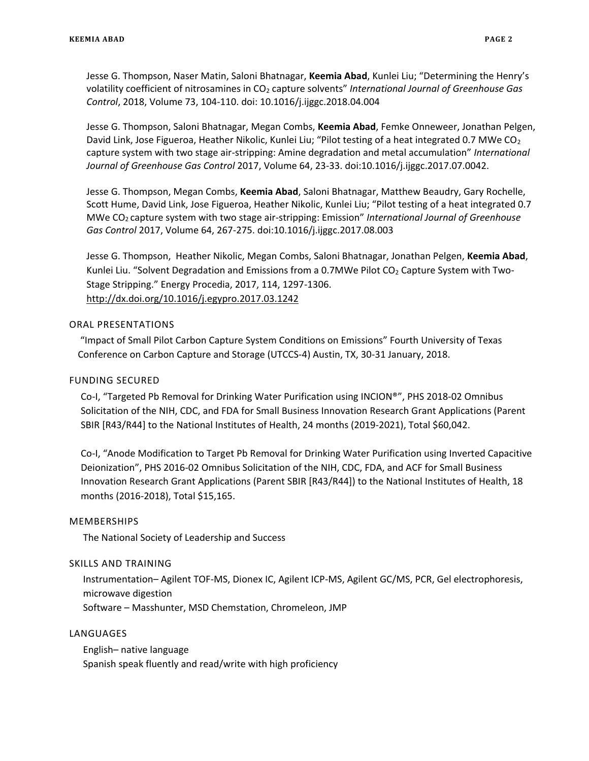Jesse G. Thompson, Naser Matin, Saloni Bhatnagar, **Keemia Abad**, Kunlei Liu; "Determining the Henry's volatility coefficient of nitrosamines in $CO_2$ capture solvents" *International Journal of Greenhouse Gas Control*, 2018, Volume 73, 104-110. doi: 10.1016/j.ijggc.2018.04.004

Jesse G. Thompson, Saloni Bhatnagar, Megan Combs, **Keemia Abad**, Femke Onneweer, Jonathan Pelgen, David Link, Jose Figueroa, Heather Nikolic, Kunlei Liu; "Pilot testing of a heat integrated 0.7 MWe $CO_2$ capture system with two stage air-stripping: Amine degradation and metal accumulation" *International Journal of Greenhouse Gas Control* 2017, Volume 64, 23-33. doi:10.1016/j.ijggc.2017.07.0042.

Jesse G. Thompson, Megan Combs, **Keemia Abad**, Saloni Bhatnagar, Matthew Beaudry, Gary Rochelle, Scott Hume, David Link, Jose Figueroa, Heather Nikolic, Kunlei Liu; "Pilot testing of a heat integrated 0.7 MWe $CO_2$ capture system with two stage air-stripping: Emission" *International Journal of Greenhouse Gas Control* 2017, Volume 64, 267-275. doi:10.1016/j.ijggc.2017.08.003

Jesse G. Thompson, Heather Nikolic, Megan Combs, Saloni Bhatnagar, Jonathan Pelgen, **Keemia Abad**, Kunlei Liu. "Solvent Degradation and Emissions from a 0.7MWe Pilot $CO_2$ Capture System with Two-Stage Stripping." Energy Procedia, 2017, 114, 1297-1306. http://dx.doi.org/10.1016/j.egypro.2017.03.1242

## ORAL PRESENTATIONS

"Impact of Small Pilot Carbon Capture System Conditions on Emissions" Fourth University of Texas Conference on Carbon Capture and Storage (UTCCS-4) Austin, TX, 30-31 January, 2018.

## FUNDING SECURED

Co-I, "Targeted Pb Removal for Drinking Water Purification using INCION®", PHS 2018-02 Omnibus Solicitation of the NIH, CDC, and FDA for Small Business Innovation Research Grant Applications (Parent SBIR [R43/R44] to the National Institutes of Health, 24 months (2019-2021), Total $60,042.

Co-I, "Anode Modification to Target Pb Removal for Drinking Water Purification using Inverted Capacitive Deionization", PHS 2016-02 Omnibus Solicitation of the NIH, CDC, FDA, and ACF for Small Business Innovation Research Grant Applications (Parent SBIR [R43/R44]) to the National Institutes of Health, 18 months (2016-2018), Total $15,165.

## MEMBERSHIPS

The National Society of Leadership and Success

## SKILLS AND TRAINING

Instrumentation– Agilent TOF-MS, Dionex IC, Agilent ICP-MS, Agilent GC/MS, PCR, Gel electrophoresis, microwave digestion

Software – Masshunter, MSD Chemstation, Chromeleon, JMP

## LANGUAGES

English– native language

Spanish speak fluently and read/write with high proficiency